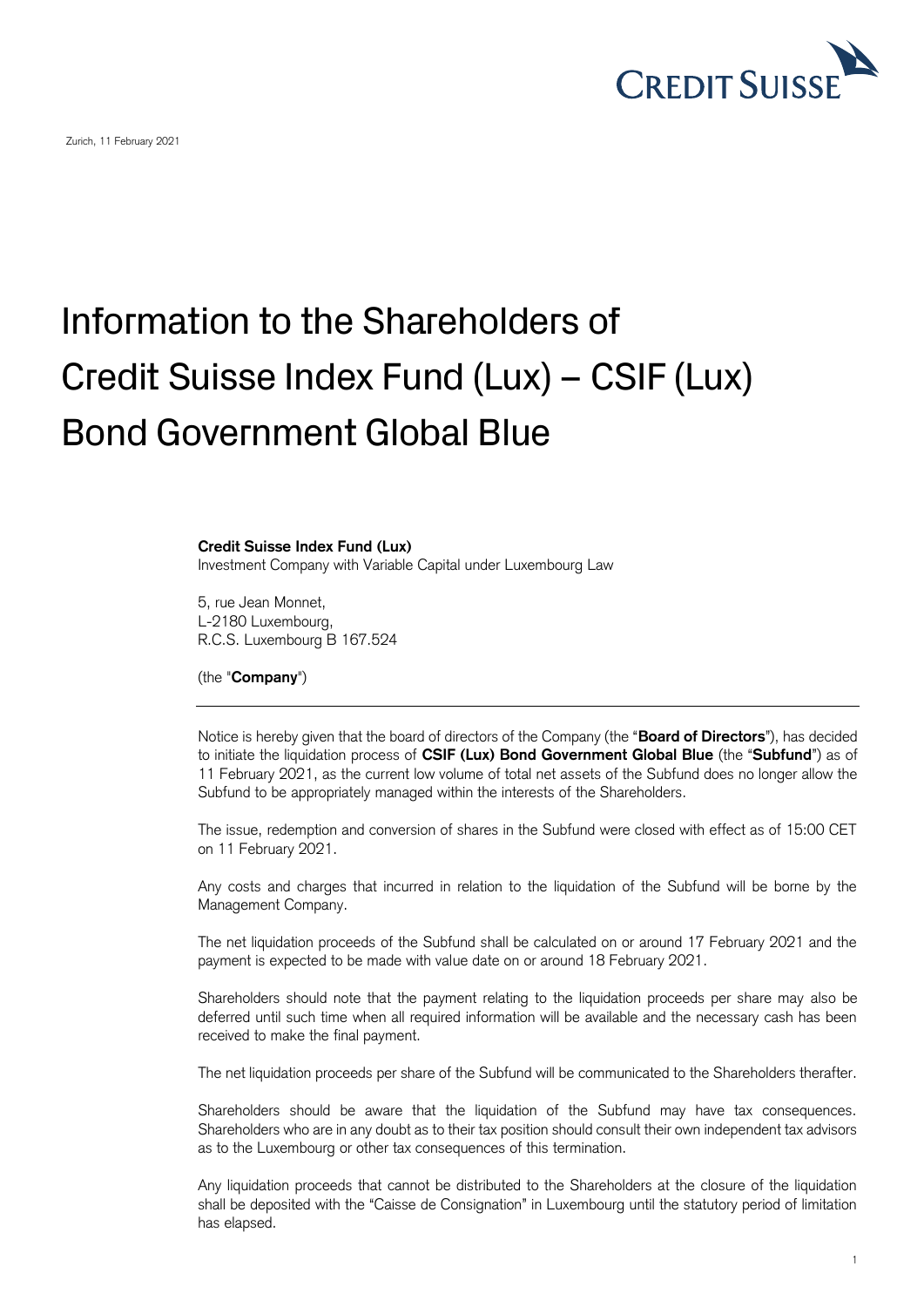Zurich, 11 February 2021

# Information to the Shareholders of Credit Suisse Index Fund (Lux) – CSIF (Lux) Bond Government Global Blue

**Credit Suisse Index Fund (Lux)**
Investment Company with Variable Capital under Luxembourg Law

5, rue Jean Monnet,
L-2180 Luxembourg,
R.C.S. Luxembourg B 167.524

(the "**Company**")

---

Notice is hereby given that the board of directors of the Company (the "**Board of Directors**"), has decided to initiate the liquidation process of **CSIF (Lux) Bond Government Global Blue** (the "**Subfund**") as of 11 February 2021, as the current low volume of total net assets of the Subfund does no longer allow the Subfund to be appropriately managed within the interests of the Shareholders.

The issue, redemption and conversion of shares in the Subfund were closed with effect as of 15:00 CET on 11 February 2021.

Any costs and charges that incurred in relation to the liquidation of the Subfund will be borne by the Management Company.

The net liquidation proceeds of the Subfund shall be calculated on or around 17 February 2021 and the payment is expected to be made with value date on or around 18 February 2021.

Shareholders should note that the payment relating to the liquidation proceeds per share may also be deferred until such time when all required information will be available and the necessary cash has been received to make the final payment.

The net liquidation proceeds per share of the Subfund will be communicated to the Shareholders therafter.

Shareholders should be aware that the liquidation of the Subfund may have tax consequences. Shareholders who are in any doubt as to their tax position should consult their own independent tax advisors as to the Luxembourg or other tax consequences of this termination.

Any liquidation proceeds that cannot be distributed to the Shareholders at the closure of the liquidation shall be deposited with the "Caisse de Consignation" in Luxembourg until the statutory period of limitation has elapsed.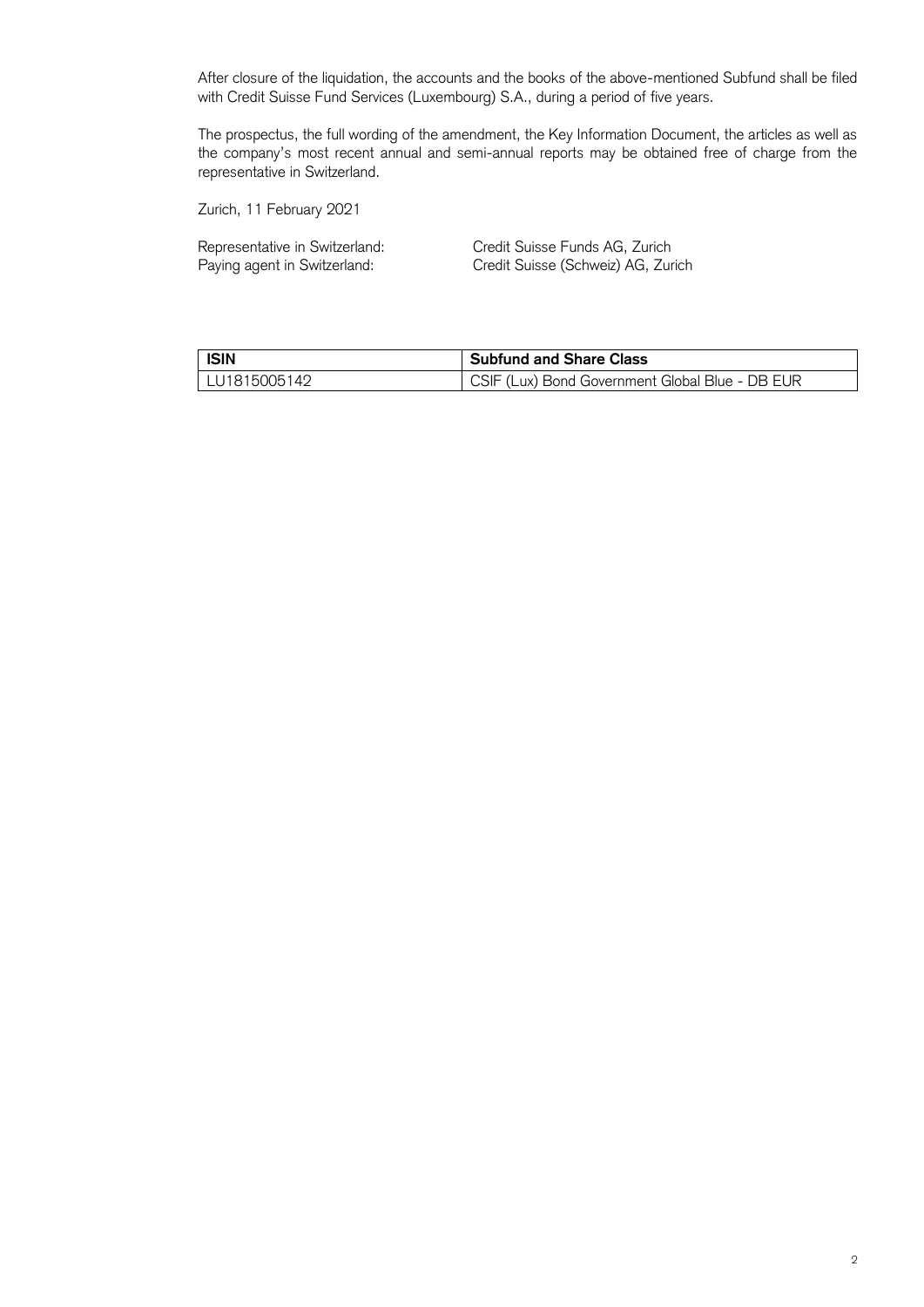After closure of the liquidation, the accounts and the books of the above-mentioned Subfund shall be filed with Credit Suisse Fund Services (Luxembourg) S.A., during a period of five years.

The prospectus, the full wording of the amendment, the Key Information Document, the articles as well as the company's most recent annual and semi-annual reports may be obtained free of charge from the representative in Switzerland.

Zurich, 11 February 2021

Representative in Switzerland: Credit Suisse Funds AG, Zurich
Paying agent in Switzerland: Credit Suisse (Schweiz) AG, Zurich

| ISIN | Subfund and Share Class |
|---|---|
| LU1815005142 | CSIF (Lux) Bond Government Global Blue - DB EUR |